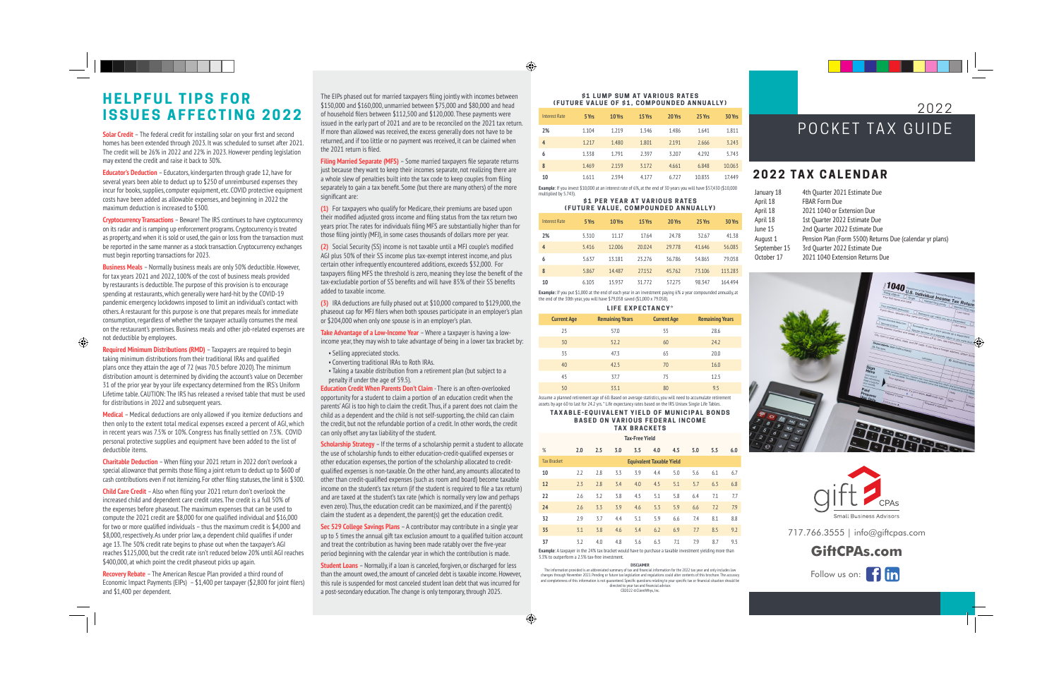# HELPFUL TIPS FOR ISSUES AFFECTING 2022

**Solar Credit** – The federal credit for installing solar on your first and second homes has been extended through 2023. It was scheduled to sunset after 2021. The credit will be 26% in 2022 and 22% in 2023. However pending legislation may extend the credit and raise it back to 30%.

**Educator's Deduction** – Educators, kindergarten through grade 12, have for several years been able to deduct up to $250 of unreimbursed expenses they incur for books, supplies, computer equipment, etc. COVID protective equipment costs have been added as allowable expenses, and beginning in 2022 the maximum deduction is increased to $300.

**Cryptocurrency Transactions** – Beware! The IRS continues to have cryptocurrency on its radar and is ramping up enforcement programs. Cryptocurrency is treated as property, and when it is sold or used, the gain or loss from the transaction must be reported in the same manner as a stock transaction. Cryptocurrency exchanges must begin reporting transactions for 2023.

**Business Meals** – Normally business meals are only 50% deductible. However, for tax years 2021 and 2022, 100% of the cost of business meals provided by restaurants is deductible. The purpose of this provision is to encourage spending at restaurants, which generally were hard-hit by the COVID-19 pandemic emergency lockdowns imposed to limit an individual's contact with others. A restaurant for this purpose is one that prepares meals for immediate consumption, regardless of whether the taxpayer actually consumes the meal on the restaurant's premises. Business meals and other job-related expenses are not deductible by employees.

**Required Minimum Distributions (RMD)** – Taxpayers are required to begin taking minimum distributions from their traditional IRAs and qualified plans once they attain the age of 72 (was 70.5 before 2020). The minimum distribution amount is determined by dividing the account's value on December 31 of the prior year by your life expectancy determined from the IRS's Uniform Lifetime Table. CAUTION: The IRS has released a revised table that must be used for distributions in 2022 and subsequent years.

**Medical** – Medical deductions are only allowed if you itemize deductions and then only to the extent total medical expenses exceed a percent of AGI, which in recent years was 7.5% or 10%. Congress has finally settled on 7.5%. COVID personal protective supplies and equipment have been added to the list of deductible items.

**Charitable Deduction** – When filing your 2021 return in 2022 don't overlook a special allowance that permits those filing a joint return to deduct up to $600 of cash contributions even if not itemizing. For other filing statuses, the limit is $300.

**Child Care Credit** – Also when filing your 2021 return don't overlook the increased child and dependent care credit rates. The credit is a full 50% of the expenses before phaseout. The maximum expenses that can be used to compute the 2021 credit are $8,000 for one qualified individual and $16,000 for two or more qualified individuals – thus the maximum credit is $4,000 and $8,000, respectively. As under prior law, a dependent child qualifies if under age 13. The 50% credit rate begins to phase out when the taxpayer's AGI reaches $125,000, but the credit rate isn't reduced below 20% until AGI reaches $400,000, at which point the credit phaseout picks up again.

**Recovery Rebate** – The American Rescue Plan provided a third round of Economic Impact Payments (EIPs) – $1,400 per taxpayer ($2,800 for joint filers) and $1,400 per dependent.

The EIPs phased out for married taxpayers filing jointly with incomes between $150,000 and $160,000, unmarried between $75,000 and $80,000 and head of household filers between $112,500 and $120,000. These payments were issued in the early part of 2021 and are to be reconciled on the 2021 tax return. If more than allowed was received, the excess generally does not have to be returned, and if too little or no payment was received, it can be claimed when the 2021 return is filed.

**Filing Married Separate (MFS)** – Some married taxpayers file separate returns just because they want to keep their incomes separate, not realizing there are a whole slew of penalties built into the tax code to keep couples from filing separately to gain a tax benefit. Some (but there are many others) of the more significant are:

**(1)** For taxpayers who qualify for Medicare, their premiums are based upon their modified adjusted gross income and filing status from the tax return two years prior. The rates for individuals filing MFS are substantially higher than for those filing jointly (MFJ), in some cases thousands of dollars more per year.

**(2)** Social Security (SS) income is not taxable until a MFJ couple's modified AGI plus 50% of their SS income plus tax-exempt interest income, and plus certain other infrequently encountered additions, exceeds $32,000. For taxpayers filing MFS the threshold is zero, meaning they lose the benefit of the tax-excludable portion of SS benefits and will have 85% of their SS benefits added to taxable income.

**(3)** IRA deductions are fully phased out at $10,000 compared to $129,000, the phaseout cap for MFJ filers when both spouses participate in an employer's plan or $204,000 when only one spouse is in an employer's plan.

**Take Advantage of a Low-Income Year** – Where a taxpayer is having a low-income year, they may wish to take advantage of being in a lower tax bracket by:

- Selling appreciated stocks.
- Converting traditional IRAs to Roth IRAs.
- Taking a taxable distribution from a retirement plan (but subject to a penalty if under the age of 59.5).

**Education Credit When Parents Don't Claim** - There is an often-overlooked opportunity for a student to claim a portion of an education credit when the parents' AGI is too high to claim the credit. Thus, if a parent does not claim the child as a dependent and the child is not self-supporting, the child can claim the credit, but not the refundable portion of a credit. In other words, the credit can only offset any tax liability of the student.

**Scholarship Strategy** – If the terms of a scholarship permit a student to allocate the use of scholarship funds to either education-credit-qualified expenses or other education expenses, the portion of the scholarship allocated to credit-qualified expenses is non-taxable. On the other hand, any amounts allocated to other than credit-qualified expenses (such as room and board) become taxable income on the student's tax return (if the student is required to file a tax return) and are taxed at the student's tax rate (which is normally very low and perhaps even zero). Thus, the education credit can be maximized, and if the parent(s) claim the student as a dependent, the parent(s) get the education credit.

**Sec 529 College Savings Plans** – A contributor may contribute in a single year up to 5 times the annual gift tax exclusion amount to a qualified tuition account and treat the contribution as having been made ratably over the five-year period beginning with the calendar year in which the contribution is made.

**Student Loans** – Normally, if a loan is canceled, forgiven, or discharged for less than the amount owed, the amount of canceled debt is taxable income. However, this rule is suspended for most canceled student loan debt that was incurred for a post-secondary education. The change is only temporary, through 2025.

## $1 LUMP SUM AT VARIOUS RATES (FUTURE VALUE OF $1, COMPOUNDED ANNUALLY)

| Interest Rate | 5 Yrs | 10 Yrs | 15 Yrs | 20 Yrs | 25 Yrs | 30 Yrs |
|---|---|---|---|---|---|---|
| 2% | 1.104 | 1.219 | 1.346 | 1.486 | 1.641 | 1.811 |
| 4 | 1.217 | 1.480 | 1.801 | 2.191 | 2.666 | 3.243 |
| 6 | 1.338 | 1.791 | 2.397 | 3.207 | 4.292 | 5.743 |
| 8 | 1.469 | 2.159 | 3.172 | 4.661 | 6.848 | 10.063 |
| 10 | 1.611 | 2.594 | 4.177 | 6.727 | 10.835 | 17.449 |

**Example**: If you invest $10,000 at an interest rate of 6%, at the end of 30 years you will have $57,430 ($10,000 multiplied by 5.743).

## $1 PER YEAR AT VARIOUS RATES (FUTURE VALUE, COMPOUNDED ANNUALLY)

| Interest Rate | 5 Yrs | 10 Yrs | 15 Yrs | 20 Yrs | 25 Yrs | 30 Yrs |
|---|---|---|---|---|---|---|
| 2% | 5.310 | 11.17 | 17.64 | 24.78 | 32.67 | 41.38 |
| 4 | 5.416 | 12.006 | 20.024 | 29.778 | 41.646 | 56.085 |
| 6 | 5.637 | 13.181 | 23.276 | 36.786 | 54.865 | 79.058 |
| 8 | 5.867 | 14.487 | 27.152 | 45.762 | 73.106 | 113.283 |
| 10 | 6.105 | 15.937 | 31.772 | 57.275 | 98.347 | 164.494 |

**Example**: If you put $1,000 at the end of each year in an investment paying 6% a year compounded annually, at the end of the 30th year, you will have $79,058 saved ($1,000 x 79.058).

## LIFE EXPECTANCY*

| Current Age | Remaining Years | Current Age | Remaining Years |
|---|---|---|---|
| 25 | 57.0 | 55 | 28.6 |
| 30 | 52.2 | 60 | 24.2 |
| 35 | 47.3 | 65 | 20.0 |
| 40 | 42.5 | 70 | 16.0 |
| 45 | 37.7 | 75 | 12.5 |
| 50 | 33.1 | 80 | 9.5 |

Assume a planned retirement age of 60. Based on average statistics, you will need to accumulate retirement assets by age 60 to last for 24.2 yrs.* Life expectancy rates based on the IRS Unisex Single Life Tables.

## TAXABLE-EQUIVALENT YIELD OF MUNICIPAL BONDS BASED ON VARIOUS FEDERAL INCOME TAX BRACKETS

| | Tax-Free Yield | | | | | | | | |
|---|---|---|---|---|---|---|---|---|---|
| % | 2.0 | 2.5 | 3.0 | 3.5 | 4.0 | 4.5 | 5.0 | 5.5 | 6.0 |
| Tax Bracket | Equivalent Taxable Yield | | | | | | | | |
| 10 | 2.2 | 2.8 | 3.3 | 3.9 | 4.4 | 5.0 | 5.6 | 6.1 | 6.7 |
| 12 | 2.3 | 2.8 | 3.4 | 4.0 | 4.5 | 5.1 | 5.7 | 6.3 | 6.8 |
| 22 | 2.6 | 3.2 | 3.8 | 4.5 | 5.1 | 5.8 | 6.4 | 7.1 | 7.7 |
| 24 | 2.6 | 3.3 | 3.9 | 4.6 | 5.3 | 5.9 | 6.6 | 7.2 | 7.9 |
| 32 | 2.9 | 3.7 | 4.4 | 5.1 | 5.9 | 6.6 | 7.4 | 8.1 | 8.8 |
| 35 | 3.1 | 3.8 | 4.6 | 5.4 | 6.2 | 6.9 | 7.7 | 8.5 | 9.2 |
| 37 | 3.2 | 4.0 | 4.8 | 5.6 | 6.3 | 7.1 | 7.9 | 8.7 | 9.5 |

**Example**: A taxpayer in the 24% tax bracket would have to purchase a taxable investment yielding more than 3.3% to outperform a 2.5% tax-free investment.

**DISCLAIMER**

The information provided is an abbreviated summary of tax and financial information for the 2022 tax year and only includes law changes through November 2021. Pending or future tax legislation and regulations could alter contents of this brochure. The accuracy and completeness of this information is not guaranteed. Specific questions relating to your specific tax or financial situation should be directed to your tax and financial advisor.

CB2022 ©ClientWhys, Inc.

# 2022 POCKET TAX GUIDE

## 2022 TAX CALENDAR

| | |
|---|---|
| January 18 | 4th Quarter 2021 Estimate Due |
| April 18 | FBAR Form Due |
| April 18 | 2021 1040 or Extension Due |
| April 18 | 1st Quarter 2022 Estimate Due |
| June 15 | 2nd Quarter 2022 Estimate Due |
| August 1 | Pension Plan (Form 5500) Returns Due (calendar yr plans) |
| September 15 | 3rd Quarter 2022 Estimate Due |
| October 17 | 2021 1040 Extension Returns Due |

gift CPAs Small Business Advisors

717.766.3555 | info@giftcpas.com

**GiftCPAs.com**

Follow us on: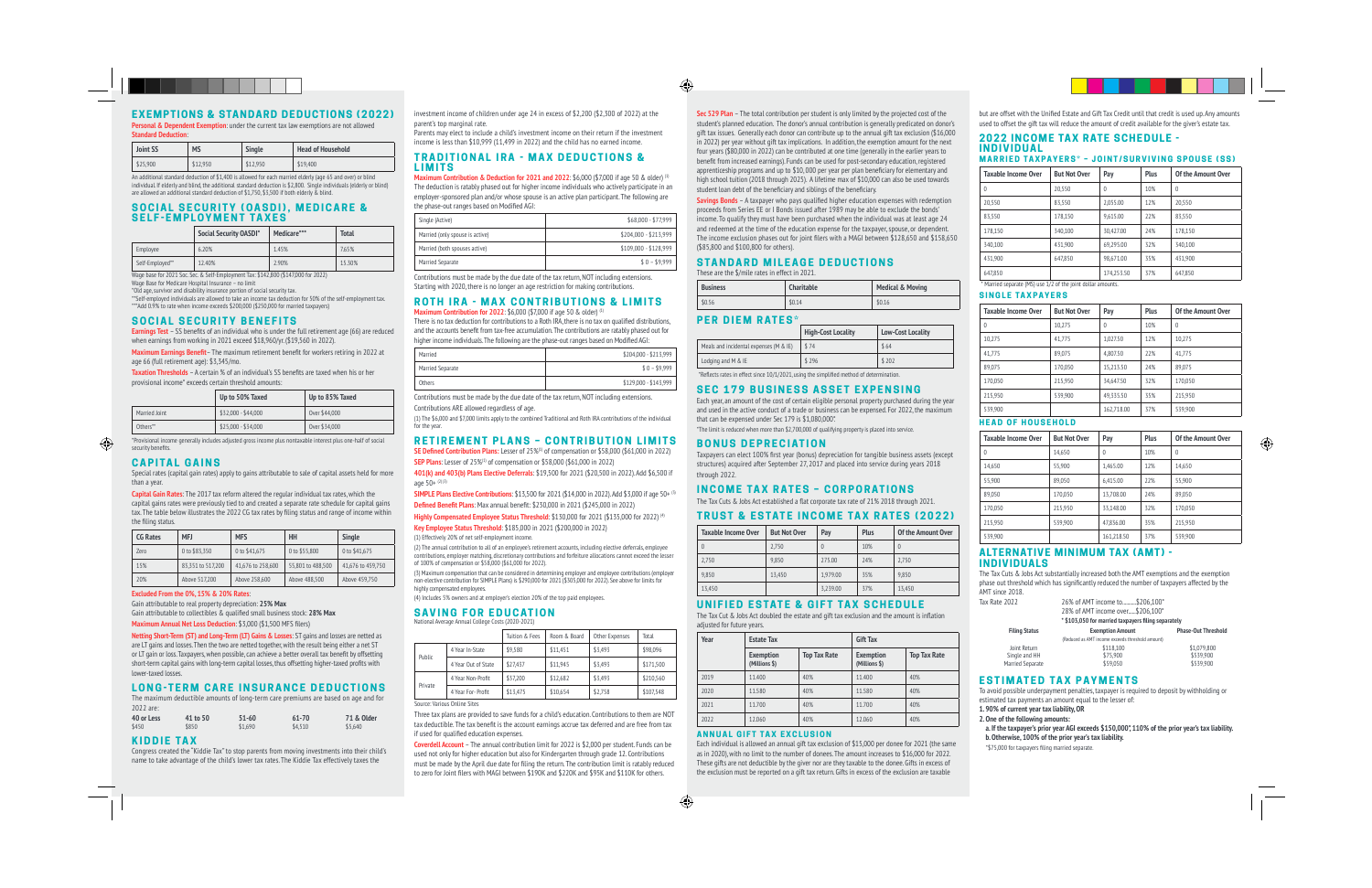## EXEMPTIONS & STANDARD DEDUCTIONS (2022)

**Personal & Dependent Exemption**: under the current tax law exemptions are not allowed

**Standard Deduction**:

| Joint SS | MS | Single | Head of Household |
|---|---|---|---|
| $25,900 | $12,950 | $12,950 | $19,400 |

An additional standard deduction of $1,400 is allowed for each married elderly (age 65 and over) or blind individual. If elderly and blind, the additional standard deduction is $2,800. Single individuals (elderly or blind) are allowed an additional standard deduction of $1,750, $3,500 if both elderly & blind.

## SOCIAL SECURITY (OASDI), MEDICARE & SELF-EMPLOYMENT TAXES

| | Social Security OASDI* | Medicare*** | Total |
|---|---|---|---|
| Employee | 6.20% | 1.45% | 7.65% |
| Self-Employed** | 12.40% | 2.90% | 15.30% |

Wage base for 2021 Soc. Sec. & Self-Employment Tax: $142,800 ($147,000 for 2022)

Wage Base for Medicare Hospital Insurance – no limit

*Old age, survivor and disability insurance portion of social security tax.

**Self-employed individuals are allowed to take an income tax deduction for 50% of the self-employment tax.

***Add 0.9% to rate when income exceeds $200,000 ($250,000 for married taxpayers)

## SOCIAL SECURITY BENEFITS

**Earnings Test** – SS benefits of an individual who is under the full retirement age (66) are reduced when earnings from working in 2021 exceed $18,960/yr. ($19,560 in 2022).

**Maximum Earnings Benefit** – The maximum retirement benefit for workers retiring in 2022 at age 66 (full retirement age): $3,345/mo.

**Taxation Thresholds** – A certain % of an individual's SS benefits are taxed when his or her provisional income* exceeds certain threshold amounts:

| | Up to 50% Taxed | Up to 85% Taxed |
|---|---|---|
| Married Joint | $32,000 - $44,000 | Over $44,000 |
| Others** | $25,000 - $34,000 | Over $34,000 |

*Provisional income generally includes adjusted gross income plus nontaxable interest plus one-half of social security benefits.

## CAPITAL GAINS

Special rates (capital gain rates) apply to gains attributable to sale of capital assets held for more than a year.

**Capital Gain Rates**: The 2017 tax reform altered the regular individual tax rates, which the capital gains rates were previously tied to and created a separate rate schedule for capital gains tax. The table below illustrates the 2022 CG tax rates by filing status and range of income within the filing status.

| CG Rates | MFJ | MFS | HH | Single |
|---|---|---|---|---|
| Zero | 0 to $83,350 | 0 to $41,675 | 0 to $55,800 | 0 to $41,675 |
| 15% | 83,351 to 517,200 | 41,676 to 258,600 | 55,801 to 488,500 | 41,676 to 459,750 |
| 20% | Above 517,200 | Above 258,600 | Above 488,500 | Above 459,750 |

**Excluded From the 0%, 15% & 20% Rates**:

Gain attributable to real property depreciation: **25% Max**

Gain attributable to collectibles & qualified small business stock: **28% Max**

**Maximum Annual Net Loss Deduction**: $3,000 ($1,500 MFS filers)

**Netting Short-Term (ST) and Long-Term (LT) Gains & Losses**: ST gains and losses are netted as are LT gains and losses. Then the two are netted together, with the result being either a net ST or LT gain or loss. Taxpayers, when possible, can achieve a better overall tax benefit by offsetting short-term capital gains with long-term capital losses, thus offsetting higher-taxed profits with lower-taxed losses.

## LONG-TERM CARE INSURANCE DEDUCTIONS

The maximum deductible amounts of long-term care premiums are based on age and for 2022 are:

| 40 or Less | 41 to 50 | 51-60 | 61-70 | 71 & Older |
|---|---|---|---|---|
| $450 | $850 | $1,690 | $4,510 | $5,640 |

## KIDDIE TAX

Congress created the "Kiddie Tax" to stop parents from moving investments into their child's name to take advantage of the child's lower tax rates. The Kiddie Tax effectively taxes the investment income of children under age 24 in excess of $2,200 ($2,300 of 2022) at the parent's top marginal rate.

Parents may elect to include a child's investment income on their return if the investment income is less than $10,999 (11,499 in 2022) and the child has no earned income.

## TRADITIONAL IRA - MAX DEDUCTIONS & LIMITS

**Maximum Contribution & Deduction for 2021 and 2022**: $6,000 ($7,000 if age 50 & older) [1] The deduction is ratably phased out for higher income individuals who actively participate in an employer-sponsored plan and/or whose spouse is an active plan participant. The following are the phase-out ranges based on Modified AGI:

| | |
|---|---|
| Single (Active) | $68,000 - $77,999 |
| Married (only spouse is active) | $204,000 - $213,999 |
| Married (both spouses active) | $109,000 - $128,999 |
| Married Separate | $ 0 – $9,999 |

Contributions must be made by the due date of the tax return, NOT including extensions. Starting with 2020, there is no longer an age restriction for making contributions.

## ROTH IRA - MAX CONTRIBUTIONS & LIMITS

**Maximum Contribution for 2022**: $6,000 ($7,000 if age 50 & older) [1]

There is no tax deduction for contributions to a Roth IRA, there is no tax on qualified distributions, and the accounts benefit from tax-free accumulation. The contributions are ratably phased out for higher income individuals. The following are the phase-out ranges based on Modified AGI:

| | |
|---|---|
| Married | $204,000 - $213,999 |
| Married Separate | $ 0 – $9,999 |
| Others | $129,000 - $143,999 |

Contributions must be made by the due date of the tax return, NOT including extensions.

Contributions ARE allowed regardless of age.

(1) The $6,000 and $7,000 limits apply to the combined Traditional and Roth IRA contributions of the individual for the year.

## RETIREMENT PLANS – CONTRIBUTION LIMITS

**SE Defined Contribution Plans**: Lesser of 25%[1] of compensation or $58,000 ($61,000 in 2022)

**SEP Plans**: Lesser of 25%[2] of compensation or $58,000 ($61,000 in 2022)

**401(k) and 403(b) Plans Elective Deferrals**: $19,500 for 2021 ($20,500 in 2022). Add $6,500 if age 50+ [2] [3]

**SIMPLE Plans Elective Contributions**: $13,500 for 2021 ($14,000 in 2022). Add $3,000 if age 50+ [3]

**Defined Benefit Plans**: Max annual benefit: $230,000 in 2021 ($245,000 in 2022)

**Highly Compensated Employee Status Threshold**: $130,000 for 2021 ($135,000 for 2022) [4]

**Key Employee Status Threshold**: $185,000 in 2021 ($200,000 in 2022)

(1) Effectively 20% of net self-employment income.

(2) The annual contribution to all of an employee's retirement accounts, including elective deferrals, employee contributions, employer matching, discretionary contributions and forfeiture allocations cannot exceed the lesser of 100% of compensation or $58,000 ($61,000 for 2022).

(3) Maximum compensation that can be considered in determining employer and employee contributions (employer non-elective contribution for SIMPLE Plans) is $290,000 for 2021 ($305,000 for 2022). See above for limits for highly compensated employees.

(4) Includes 5% owners and at employer's election 20% of the top paid employees.

## SAVING FOR EDUCATION

National Average Annual College Costs (2020-2021)

| | | Tuition & Fees | Room & Board | Other Expenses | Total |
|---|---|---|---|---|---|
| Public | 4 Year In-State | $9,580 | $11,451 | $3,493 | $98,096 |
| | 4 Year Out of State | $27,437 | $11,945 | $3,493 | $171,500 |
| Private | 4 Year Non-Profit | $37,200 | $12,682 | $3,493 | $210,560 |
| | 4 Year For-Profit | $13,475 | $10,654 | $2,758 | $107,548 |

Source: Various Online Sites

Three tax plans are provided to save funds for a child's education. Contributions to them are NOT tax deductible. The tax benefit is the account earnings accrue tax deferred and are free from tax if used for qualified education expenses.

**Coverdell Account** – The annual contribution limit for 2022 is $2,000 per student. Funds can be used not only for higher education but also for Kindergarten through grade 12. Contributions must be made by the April due date for filing the return. The contribution limit is ratably reduced to zero for Joint filers with MAGI between $190K and $220K and $95K and $110K for others.

**Sec 529 Plan** – The total contribution per student is only limited by the projected cost of the student's planned education. The donor's annual contribution is generally predicated on donor's gift tax issues. Generally each donor can contribute up to the annual gift tax exclusion ($16,000 in 2022) per year without gift tax implications. In addition, the exemption amount for the next four years ($80,000 in 2022) can be contributed at one time (generally in the earlier years to benefit from increased earnings). Funds can be used for post-secondary education, registered apprenticeship programs and up to $10,000 per year per plan beneficiary for elementary and high school tuition (2018 through 2025). A lifetime max of $10,000 can also be used towards student loan debt of the beneficiary and siblings of the beneficiary.

**Savings Bonds** – A taxpayer who pays qualified higher education expenses with redemption proceeds from Series EE or I Bonds issued after 1989 may be able to exclude the bonds' income. To qualify they must have been purchased when the individual was at least age 24 and redeemed at the time of the education expense for the taxpayer, spouse, or dependent. The income exclusion phases out for joint filers with a MAGI between $128,650 and $158,650 ($85,800 and $100,800 for others).

## STANDARD MILEAGE DEDUCTIONS

These are the $/mile rates in effect in 2021.

| Business | Charitable | Medical & Moving |
|---|---|---|
| $0.56 | $0.14 | $0.16 |

## PER DIEM RATES*

| | High-Cost Locality | Low-Cost Locality |
|---|---|---|
| Meals and incidental expenses (M & IE) | $ 74 | $ 64 |
| Lodging and M & IE | $ 296 | $ 202 |

*Reflects rates in effect since 10/1/2021, using the simplified method of determination.

## SEC 179 BUSINESS ASSET EXPENSING

Each year, an amount of the cost of certain eligible personal property purchased during the year and used in the active conduct of a trade or business can be expensed. For 2022, the maximum that can be expensed under Sec 179 is $1,080,000*.

*The limit is reduced when more than $2,700,000 of qualifying property is placed into service.

## BONUS DEPRECIATION

Taxpayers can elect 100% first year (bonus) depreciation for tangible business assets (except structures) acquired after September 27, 2017 and placed into service during years 2018 through 2022.

## INCOME TAX RATES – CORPORATIONS

The Tax Cuts & Jobs Act established a flat corporate tax rate of 21% 2018 through 2021.

## TRUST & ESTATE INCOME TAX RATES (2022)

| Taxable Income Over | But Not Over | Pay | Plus | Of the Amount Over |
|---|---|---|---|---|
| 0 | 2,750 | 0 | 10% | 0 |
| 2,750 | 9,850 | 275.00 | 24% | 2,750 |
| 9,850 | 13,450 | 1,979.00 | 35% | 9,850 |
| 13,450 | | 3,239.00 | 37% | 13,450 |

## UNIFIED ESTATE & GIFT TAX SCHEDULE

The Tax Cut & Jobs Act doubled the estate and gift tax exclusion and the amount is inflation adjusted for future years.

| Year | Estate Tax | | Gift Tax | |
|---|---|---|---|---|
| | Exemption (Millions $) | Top Tax Rate | Exemption (Millions $) | Top Tax Rate |
| 2019 | 11.400 | 40% | 11.400 | 40% |
| 2020 | 11.580 | 40% | 11.580 | 40% |
| 2021 | 11.700 | 40% | 11.700 | 40% |
| 2022 | 12.060 | 40% | 12.060 | 40% |

### ANNUAL GIFT TAX EXCLUSION

Each individual is allowed an annual gift tax exclusion of $15,000 per donee for 2021 (the same as in 2020), with no limit to the number of donees. The amount increases to $16,000 for 2022. These gifts are not deductible by the giver nor are they taxable to the donee. Gifts in excess of the exclusion must be reported on a gift tax return. Gifts in excess of the exclusion are taxable but are offset with the Unified Estate and Gift Tax Credit until that credit is used up. Any amounts used to offset the gift tax will reduce the amount of credit available for the giver's estate tax.

## 2022 INCOME TAX RATE SCHEDULE - INDIVIDUAL

### MARRIED TAXPAYERS* - JOINT/SURVIVING SPOUSE (SS)

| Taxable Income Over | But Not Over | Pay | Plus | Of the Amount Over |
|---|---|---|---|---|
| 0 | 20,550 | 0 | 10% | 0 |
| 20,550 | 83,550 | 2,055.00 | 12% | 20,550 |
| 83,550 | 178,150 | 9,615.00 | 22% | 83,550 |
| 178,150 | 340,100 | 30,427.00 | 24% | 178,150 |
| 340,100 | 431,900 | 69,295.00 | 32% | 340,100 |
| 431,900 | 647,850 | 98,671.00 | 35% | 431,900 |
| 647,850 | | 174,253.50 | 37% | 647,850 |

* Married separate (MS) use 1/2 of the joint dollar amounts.

### SINGLE TAXPAYERS

| Taxable Income Over | But Not Over | Pay | Plus | Of the Amount Over |
|---|---|---|---|---|
| 0 | 10,275 | 0 | 10% | 0 |
| 10,275 | 41,775 | 1,027.50 | 12% | 10,275 |
| 41,775 | 89,075 | 4,807.50 | 22% | 41,775 |
| 89,075 | 170,050 | 15,213.50 | 24% | 89,075 |
| 170,050 | 215,950 | 34,647.50 | 32% | 170,050 |
| 215,950 | 539,900 | 49,335.50 | 35% | 215,950 |
| 539,900 | | 162,718.00 | 37% | 539,900 |

### HEAD OF HOUSEHOLD

| Taxable Income Over | But Not Over | Pay | Plus | Of the Amount Over |
|---|---|---|---|---|
| 0 | 14,650 | 0 | 10% | 0 |
| 14,650 | 55,900 | 1,465.00 | 12% | 14,650 |
| 55,900 | 89,050 | 6,415.00 | 22% | 55,900 |
| 89,050 | 170,050 | 13,708.00 | 24% | 89,050 |
| 170,050 | 215,950 | 33,148.00 | 32% | 170,050 |
| 215,950 | 539,900 | 47,836.00 | 35% | 215,950 |
| 539,900 | | 161,218.50 | 37% | 539,900 |

## ALTERNATIVE MINIMUM TAX (AMT) - INDIVIDUALS

The Tax Cuts & Jobs Act substantially increased both the AMT exemptions and the exemption phase out threshold which has significantly reduced the number of taxpayers affected by the AMT since 2018.

Tax Rate 2022: 26% of AMT income to.........$206,100*

28% of AMT income over......$206,100*

* $103,050 for married taxpayers filing separately

| Filing Status | Exemption Amount (Reduced as AMT income exceeds threshold amount) | Phase-Out Threshold |
|---|---|---|
| Joint Return | $118,100 | $1,079,800 |
| Single and HH | $75,900 | $539,900 |
| Married Separate | $59,050 | $539,900 |

## ESTIMATED TAX PAYMENTS

To avoid possible underpayment penalties, taxpayer is required to deposit by withholding or estimated tax payments an amount equal to the lesser of:

**1. 90% of current year tax liability, OR**

**2. One of the following amounts:**

**a. If the taxpayer's prior year AGI exceeds $150,000*, 110% of the prior year's tax liability.**

**b. Otherwise, 100% of the prior year's tax liability.**

*$75,000 for taxpayers filing married separate.